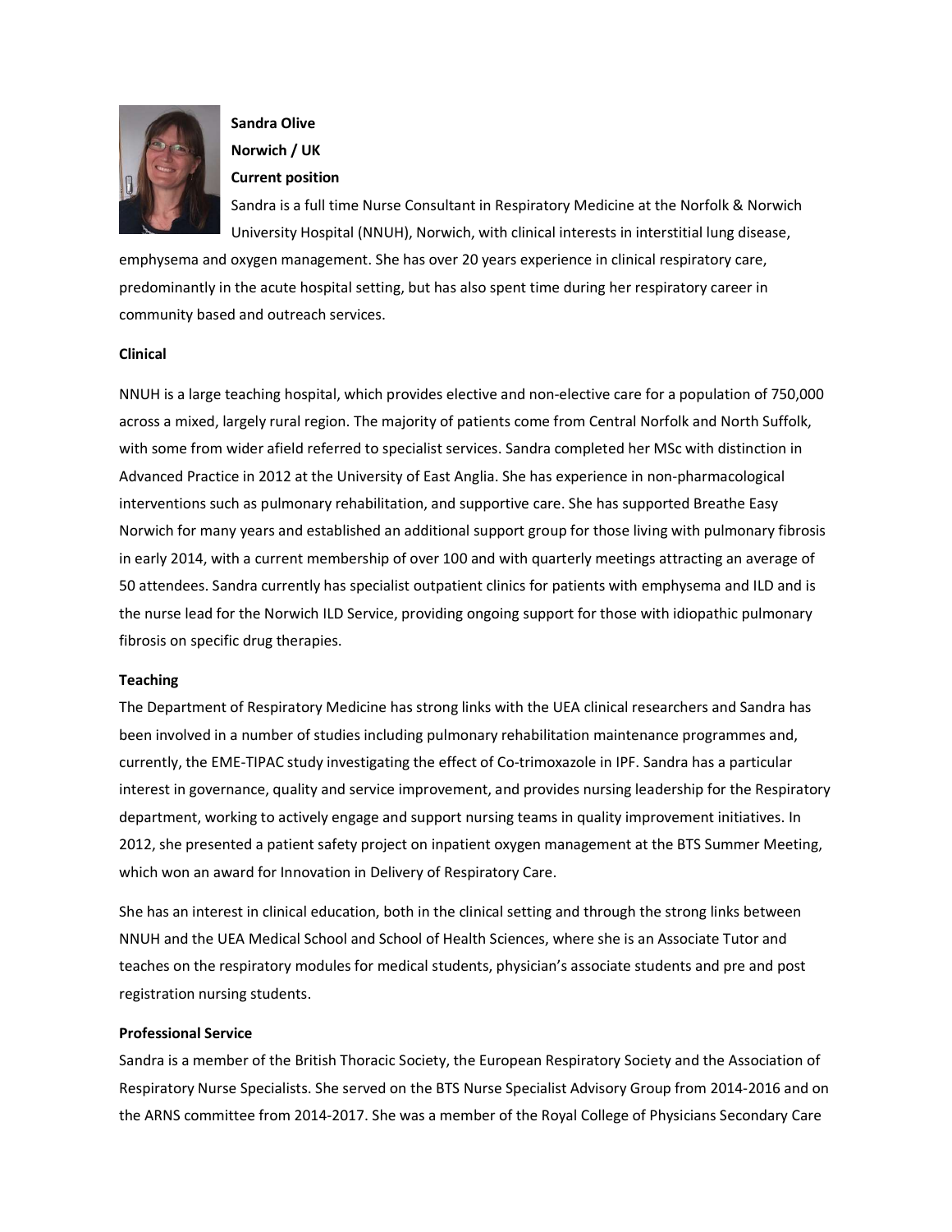**Sandra Olive**

**Norwich / UK**

**Current position**

Sandra is a full time Nurse Consultant in Respiratory Medicine at the Norfolk & Norwich University Hospital (NNUH), Norwich, with clinical interests in interstitial lung disease, emphysema and oxygen management. She has over 20 years experience in clinical respiratory care, predominantly in the acute hospital setting, but has also spent time during her respiratory career in community based and outreach services.

**Clinical**

NNUH is a large teaching hospital, which provides elective and non-elective care for a population of 750,000 across a mixed, largely rural region. The majority of patients come from Central Norfolk and North Suffolk, with some from wider afield referred to specialist services. Sandra completed her MSc with distinction in Advanced Practice in 2012 at the University of East Anglia. She has experience in non-pharmacological interventions such as pulmonary rehabilitation, and supportive care. She has supported Breathe Easy Norwich for many years and established an additional support group for those living with pulmonary fibrosis in early 2014, with a current membership of over 100 and with quarterly meetings attracting an average of 50 attendees. Sandra currently has specialist outpatient clinics for patients with emphysema and ILD and is the nurse lead for the Norwich ILD Service, providing ongoing support for those with idiopathic pulmonary fibrosis on specific drug therapies.

**Teaching**

The Department of Respiratory Medicine has strong links with the UEA clinical researchers and Sandra has been involved in a number of studies including pulmonary rehabilitation maintenance programmes and, currently, the EME-TIPAC study investigating the effect of Co-trimoxazole in IPF. Sandra has a particular interest in governance, quality and service improvement, and provides nursing leadership for the Respiratory department, working to actively engage and support nursing teams in quality improvement initiatives. In 2012, she presented a patient safety project on inpatient oxygen management at the BTS Summer Meeting, which won an award for Innovation in Delivery of Respiratory Care.

She has an interest in clinical education, both in the clinical setting and through the strong links between NNUH and the UEA Medical School and School of Health Sciences, where she is an Associate Tutor and teaches on the respiratory modules for medical students, physician's associate students and pre and post registration nursing students.

**Professional Service**

Sandra is a member of the British Thoracic Society, the European Respiratory Society and the Association of Respiratory Nurse Specialists. She served on the BTS Nurse Specialist Advisory Group from 2014-2016 and on the ARNS committee from 2014-2017. She was a member of the Royal College of Physicians Secondary Care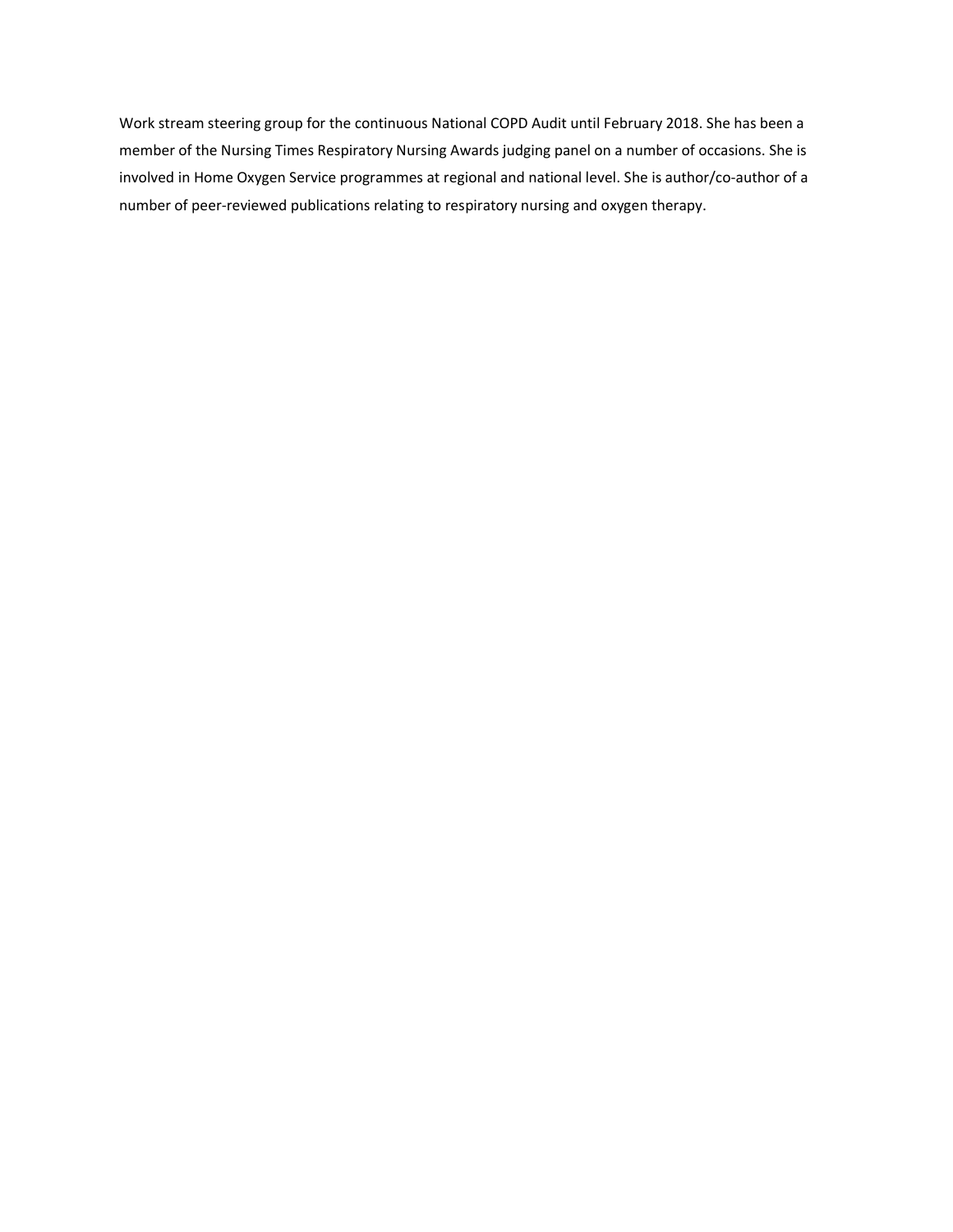Work stream steering group for the continuous National COPD Audit until February 2018. She has been a member of the Nursing Times Respiratory Nursing Awards judging panel on a number of occasions. She is involved in Home Oxygen Service programmes at regional and national level. She is author/co-author of a number of peer-reviewed publications relating to respiratory nursing and oxygen therapy.